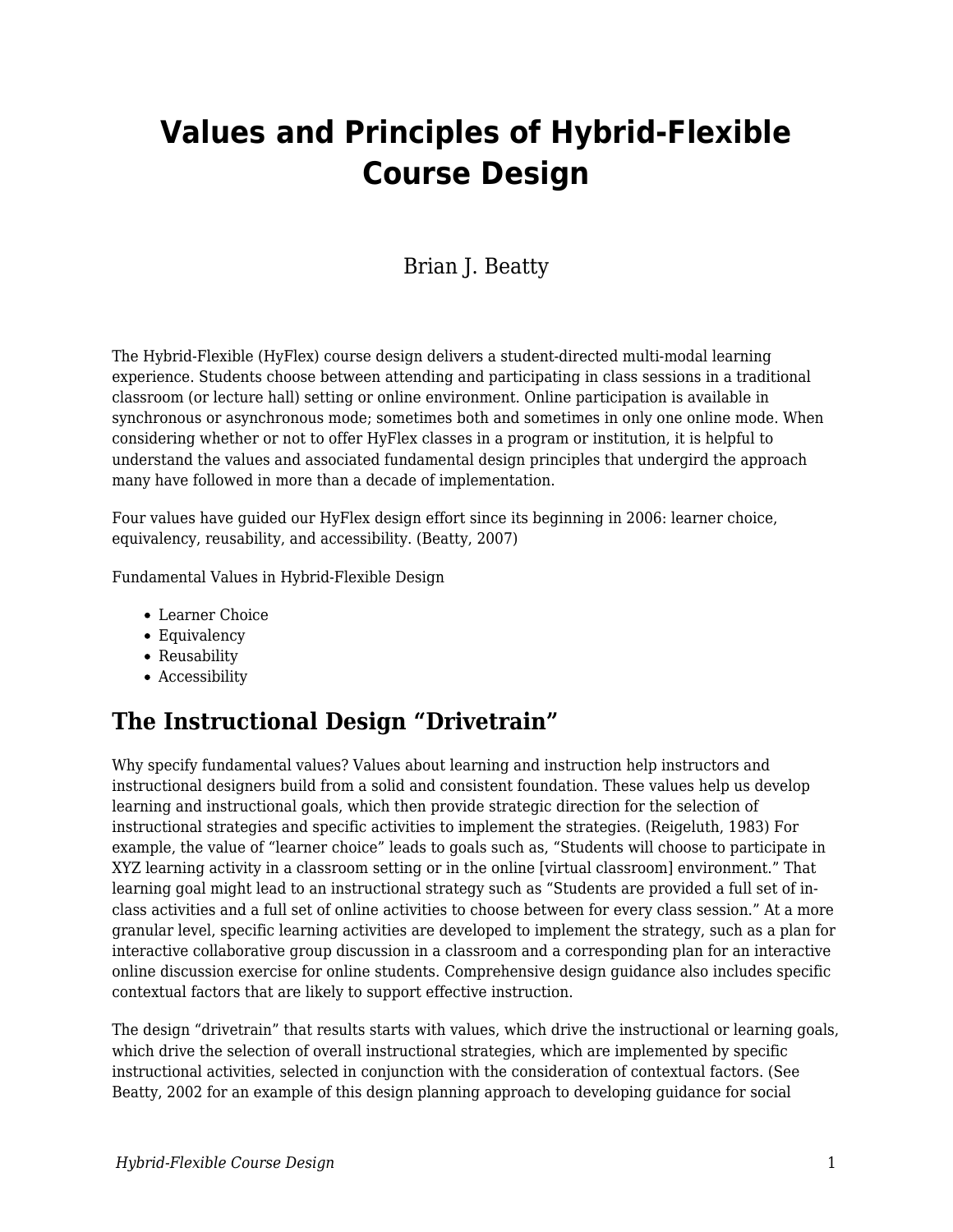# Values and Principles of Hybrid-Flexible Course Design

Brian J. Beatty

The Hybrid-Flexible (HyFlex) course design delivers a student-directed multi-modal learning experience. Students choose between attending and participating in class sessions in a traditional classroom (or lecture hall) setting or online environment. Online participation is available in synchronous or asynchronous mode; sometimes both and sometimes in only one online mode. When considering whether or not to offer HyFlex classes in a program or institution, it is helpful to understand the values and associated fundamental design principles that undergird the approach many have followed in more than a decade of implementation.

Four values have guided our HyFlex design effort since its beginning in 2006: learner choice, equivalency, reusability, and accessibility. (Beatty, 2007)

Fundamental Values in Hybrid-Flexible Design

- Learner Choice
- Equivalency
- Reusability
- Accessibility

## The Instructional Design "Drivetrain"

Why specify fundamental values? Values about learning and instruction help instructors and instructional designers build from a solid and consistent foundation. These values help us develop learning and instructional goals, which then provide strategic direction for the selection of instructional strategies and specific activities to implement the strategies. (Reigeluth, 1983) For example, the value of "learner choice" leads to goals such as, "Students will choose to participate in XYZ learning activity in a classroom setting or in the online [virtual classroom] environment." That learning goal might lead to an instructional strategy such as "Students are provided a full set of in-class activities and a full set of online activities to choose between for every class session." At a more granular level, specific learning activities are developed to implement the strategy, such as a plan for interactive collaborative group discussion in a classroom and a corresponding plan for an interactive online discussion exercise for online students. Comprehensive design guidance also includes specific contextual factors that are likely to support effective instruction.

The design "drivetrain" that results starts with values, which drive the instructional or learning goals, which drive the selection of overall instructional strategies, which are implemented by specific instructional activities, selected in conjunction with the consideration of contextual factors. (See Beatty, 2002 for an example of this design planning approach to developing guidance for social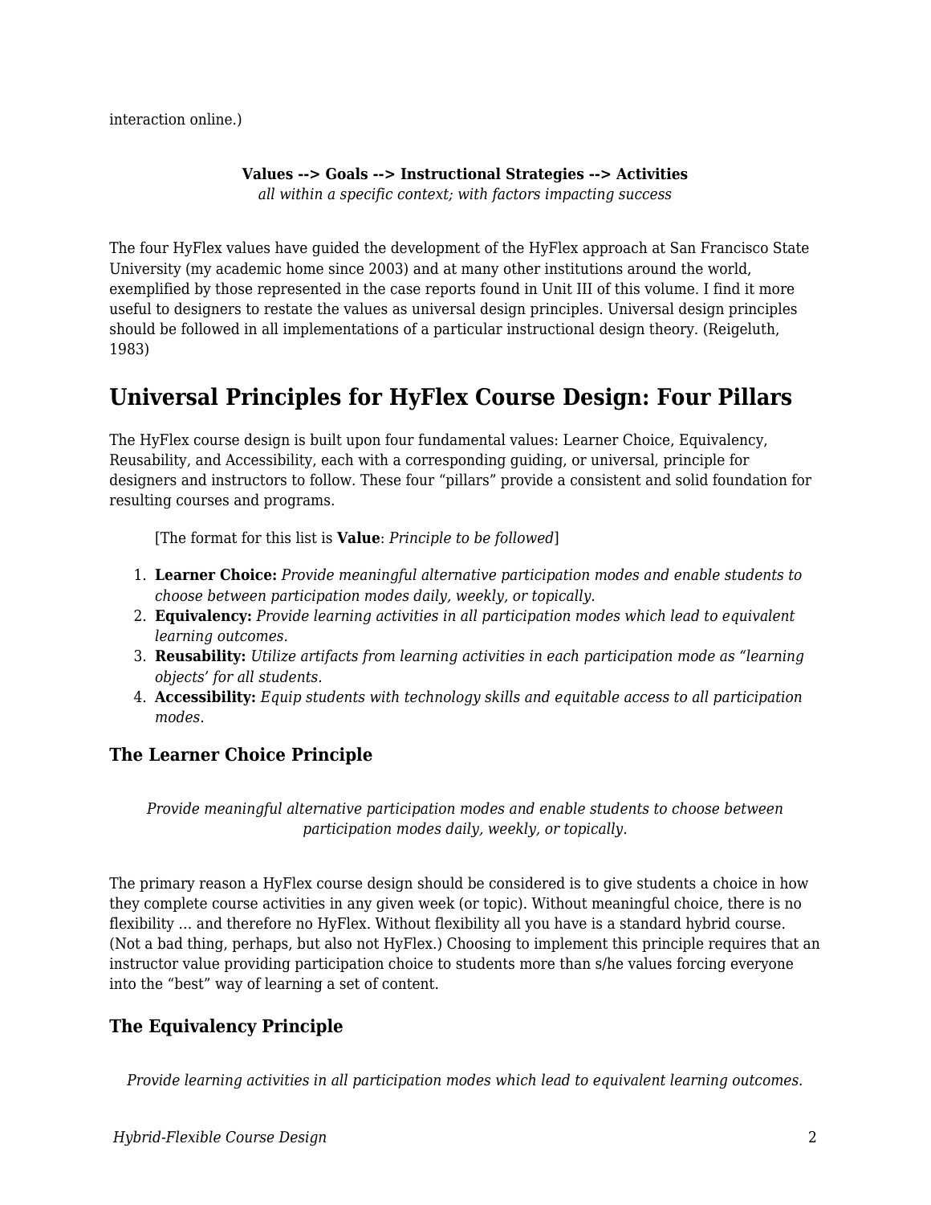interaction online.)

**Values --> Goals --> Instructional Strategies --> Activities**
*all within a specific context; with factors impacting success*

The four HyFlex values have guided the development of the HyFlex approach at San Francisco State University (my academic home since 2003) and at many other institutions around the world, exemplified by those represented in the case reports found in Unit III of this volume. I find it more useful to designers to restate the values as universal design principles. Universal design principles should be followed in all implementations of a particular instructional design theory. (Reigeluth, 1983)

## Universal Principles for HyFlex Course Design: Four Pillars

The HyFlex course design is built upon four fundamental values: Learner Choice, Equivalency, Reusability, and Accessibility, each with a corresponding guiding, or universal, principle for designers and instructors to follow. These four “pillars” provide a consistent and solid foundation for resulting courses and programs.

> [The format for this list is **Value**: *Principle to be followed*]

1. **Learner Choice:** *Provide meaningful alternative participation modes and enable students to choose between participation modes daily, weekly, or topically.*
2. **Equivalency:** *Provide learning activities in all participation modes which lead to equivalent learning outcomes.*
3. **Reusability:** *Utilize artifacts from learning activities in each participation mode as “learning objects’ for all students.*
4. **Accessibility:** *Equip students with technology skills and equitable access to all participation modes.*

### The Learner Choice Principle

*Provide meaningful alternative participation modes and enable students to choose between participation modes daily, weekly, or topically.*

The primary reason a HyFlex course design should be considered is to give students a choice in how they complete course activities in any given week (or topic). Without meaningful choice, there is no flexibility … and therefore no HyFlex. Without flexibility all you have is a standard hybrid course. (Not a bad thing, perhaps, but also not HyFlex.) Choosing to implement this principle requires that an instructor value providing participation choice to students more than s/he values forcing everyone into the “best” way of learning a set of content.

### The Equivalency Principle

*Provide learning activities in all participation modes which lead to equivalent learning outcomes.*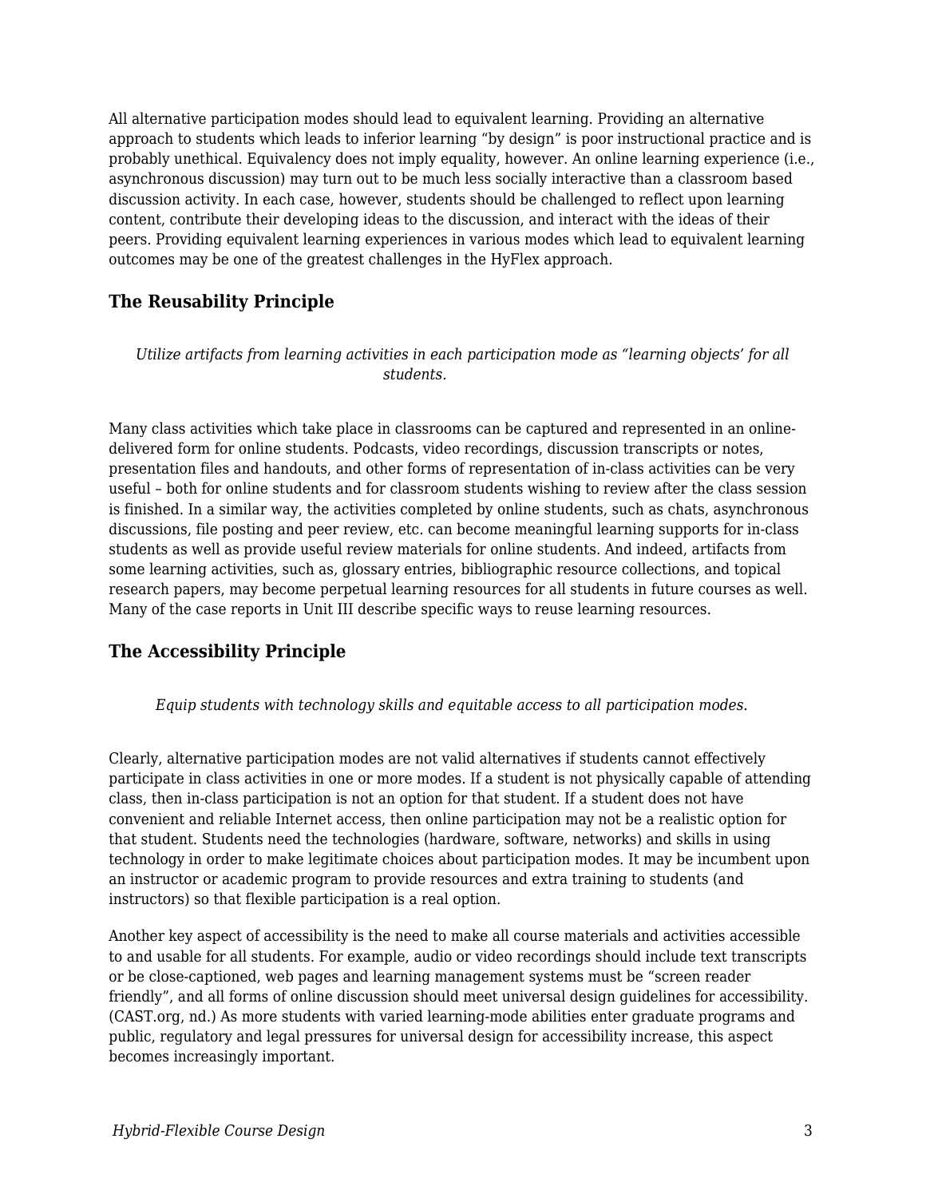All alternative participation modes should lead to equivalent learning. Providing an alternative approach to students which leads to inferior learning “by design” is poor instructional practice and is probably unethical. Equivalency does not imply equality, however. An online learning experience (i.e., asynchronous discussion) may turn out to be much less socially interactive than a classroom based discussion activity. In each case, however, students should be challenged to reflect upon learning content, contribute their developing ideas to the discussion, and interact with the ideas of their peers. Providing equivalent learning experiences in various modes which lead to equivalent learning outcomes may be one of the greatest challenges in the HyFlex approach.

### The Reusability Principle

*Utilize artifacts from learning activities in each participation mode as “learning objects’ for all students.*

Many class activities which take place in classrooms can be captured and represented in an online-delivered form for online students. Podcasts, video recordings, discussion transcripts or notes, presentation files and handouts, and other forms of representation of in-class activities can be very useful – both for online students and for classroom students wishing to review after the class session is finished. In a similar way, the activities completed by online students, such as chats, asynchronous discussions, file posting and peer review, etc. can become meaningful learning supports for in-class students as well as provide useful review materials for online students. And indeed, artifacts from some learning activities, such as, glossary entries, bibliographic resource collections, and topical research papers, may become perpetual learning resources for all students in future courses as well. Many of the case reports in Unit III describe specific ways to reuse learning resources.

### The Accessibility Principle

*Equip students with technology skills and equitable access to all participation modes.*

Clearly, alternative participation modes are not valid alternatives if students cannot effectively participate in class activities in one or more modes. If a student is not physically capable of attending class, then in-class participation is not an option for that student. If a student does not have convenient and reliable Internet access, then online participation may not be a realistic option for that student. Students need the technologies (hardware, software, networks) and skills in using technology in order to make legitimate choices about participation modes. It may be incumbent upon an instructor or academic program to provide resources and extra training to students (and instructors) so that flexible participation is a real option.

Another key aspect of accessibility is the need to make all course materials and activities accessible to and usable for all students. For example, audio or video recordings should include text transcripts or be close-captioned, web pages and learning management systems must be “screen reader friendly”, and all forms of online discussion should meet universal design guidelines for accessibility. (CAST.org, nd.) As more students with varied learning-mode abilities enter graduate programs and public, regulatory and legal pressures for universal design for accessibility increase, this aspect becomes increasingly important.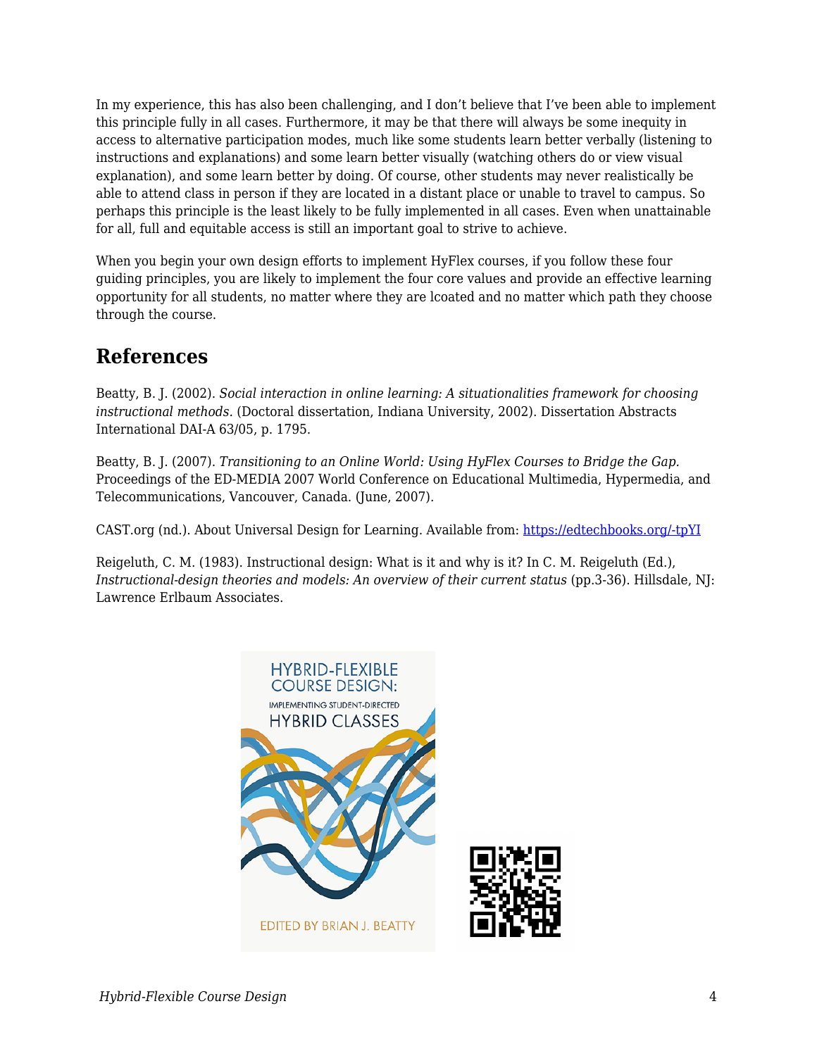In my experience, this has also been challenging, and I don't believe that I've been able to implement this principle fully in all cases. Furthermore, it may be that there will always be some inequity in access to alternative participation modes, much like some students learn better verbally (listening to instructions and explanations) and some learn better visually (watching others do or view visual explanation), and some learn better by doing. Of course, other students may never realistically be able to attend class in person if they are located in a distant place or unable to travel to campus. So perhaps this principle is the least likely to be fully implemented in all cases. Even when unattainable for all, full and equitable access is still an important goal to strive to achieve.

When you begin your own design efforts to implement HyFlex courses, if you follow these four guiding principles, you are likely to implement the four core values and provide an effective learning opportunity for all students, no matter where they are lcoated and no matter which path they choose through the course.

## References

Beatty, B. J. (2002). *Social interaction in online learning: A situationalities framework for choosing instructional methods.* (Doctoral dissertation, Indiana University, 2002). Dissertation Abstracts International DAI-A 63/05, p. 1795.

Beatty, B. J. (2007). *Transitioning to an Online World: Using HyFlex Courses to Bridge the Gap.* Proceedings of the ED-MEDIA 2007 World Conference on Educational Multimedia, Hypermedia, and Telecommunications, Vancouver, Canada. (June, 2007).

CAST.org (nd.). About Universal Design for Learning. Available from: https://edtechbooks.org/-tpYI

Reigeluth, C. M. (1983). Instructional design: What is it and why is it? In C. M. Reigeluth (Ed.), *Instructional-design theories and models: An overview of their current status* (pp.3-36). Hillsdale, NJ: Lawrence Erlbaum Associates.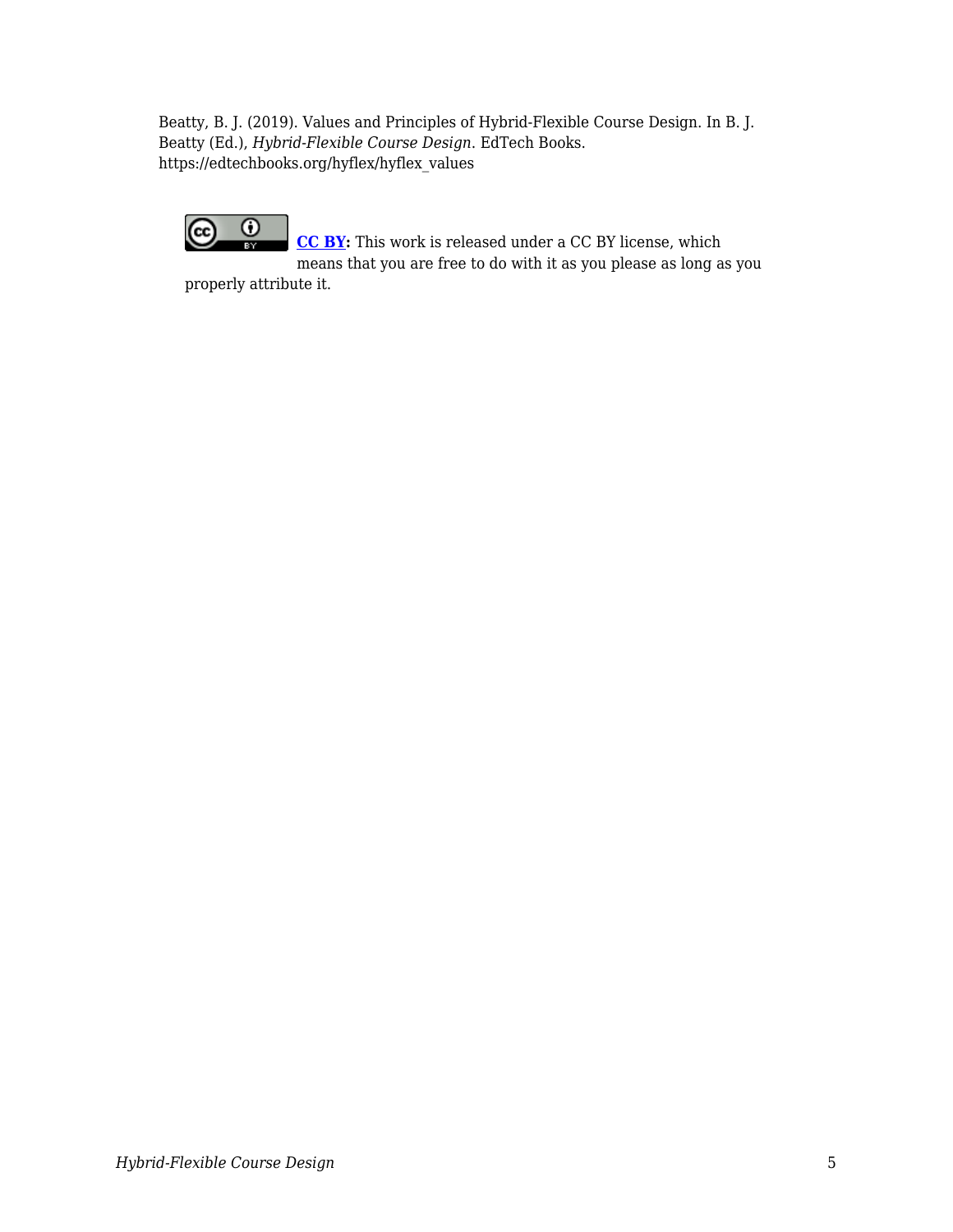Beatty, B. J. (2019). Values and Principles of Hybrid-Flexible Course Design. In B. J. Beatty (Ed.), *Hybrid-Flexible Course Design*. EdTech Books. https://edtechbooks.org/hyflex/hyflex_values

**CC BY:** This work is released under a CC BY license, which means that you are free to do with it as you please as long as you properly attribute it.